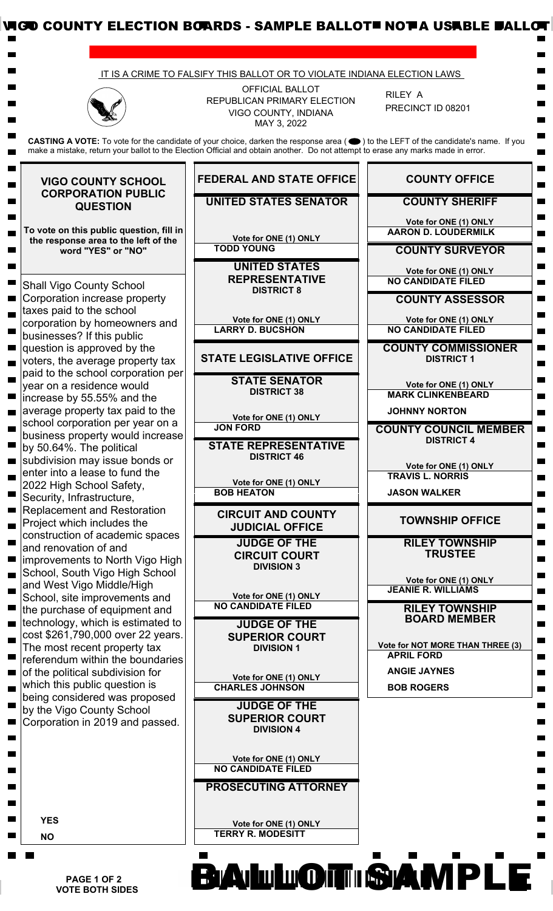VIGO COUNTY ELECTION BOARDS - SAMPLE BALLOT NOT A USABLE BALLOT

IT IS A CRIME TO FALSIFY THIS BALLOT OR TO VIOLATE INDIANA ELECTION LAWS

OFFICIAL BALLOT
REPUBLICAN PRIMARY ELECTION
VIGO COUNTY, INDIANA
MAY 3, 2022

RILEY A
PRECINCT ID 08201

**CASTING A VOTE:** To vote for the candidate of your choice, darken the response area ( ⬬ ) to the LEFT of the candidate's name. If you make a mistake, return your ballot to the Election Official and obtain another. Do not attempt to erase any marks made in error.

## VIGO COUNTY SCHOOL CORPORATION PUBLIC QUESTION

**To vote on this public question, fill in the response area to the left of the word "YES" or "NO"**

Shall Vigo County School Corporation increase property taxes paid to the school corporation by homeowners and businesses? If this public question is approved by the voters, the average property tax paid to the school corporation per year on a residence would increase by 55.55% and the average property tax paid to the school corporation per year on a business property would increase by 50.64%. The political subdivision may issue bonds or enter into a lease to fund the 2022 High School Safety, Security, Infrastructure, Replacement and Restoration Project which includes the construction of academic spaces and renovation of and improvements to North Vigo High School, South Vigo High School and West Vigo Middle/High School, site improvements and the purchase of equipment and technology, which is estimated to cost $261,790,000 over 22 years. The most recent property tax referendum within the boundaries of the political subdivision for which this public question is being considered was proposed by the Vigo County School Corporation in 2019 and passed.

**YES**

**NO**

## FEDERAL AND STATE OFFICE

### UNITED STATES SENATOR

Vote for ONE (1) ONLY

**TODD YOUNG**

### UNITED STATES REPRESENTATIVE
**DISTRICT 8**

Vote for ONE (1) ONLY

**LARRY D. BUCSHON**

## STATE LEGISLATIVE OFFICE

### STATE SENATOR
**DISTRICT 38**

Vote for ONE (1) ONLY

**JON FORD**

### STATE REPRESENTATIVE
**DISTRICT 46**

Vote for ONE (1) ONLY

**BOB HEATON**

## CIRCUIT AND COUNTY JUDICIAL OFFICE

### JUDGE OF THE CIRCUIT COURT
**DIVISION 3**

Vote for ONE (1) ONLY

**NO CANDIDATE FILED**

### JUDGE OF THE SUPERIOR COURT
**DIVISION 1**

Vote for ONE (1) ONLY

**CHARLES JOHNSON**

### JUDGE OF THE SUPERIOR COURT
**DIVISION 4**

Vote for ONE (1) ONLY

**NO CANDIDATE FILED**

### PROSECUTING ATTORNEY

Vote for ONE (1) ONLY

**TERRY R. MODESITT**

## COUNTY OFFICE

### COUNTY SHERIFF

Vote for ONE (1) ONLY

**AARON D. LOUDERMILK**

### COUNTY SURVEYOR

Vote for ONE (1) ONLY

**NO CANDIDATE FILED**

### COUNTY ASSESSOR

Vote for ONE (1) ONLY

**NO CANDIDATE FILED**

### COUNTY COMMISSIONER
**DISTRICT 1**

Vote for ONE (1) ONLY

**MARK CLINKENBEARD**

**JOHNNY NORTON**

### COUNTY COUNCIL MEMBER
**DISTRICT 4**

Vote for ONE (1) ONLY

**TRAVIS L. NORRIS**

**JASON WALKER**

## TOWNSHIP OFFICE

### RILEY TOWNSHIP TRUSTEE

Vote for ONE (1) ONLY

**JEANIE R. WILLIAMS**

### RILEY TOWNSHIP BOARD MEMBER

Vote for NOT MORE THAN THREE (3)

**APRIL FORD**

**ANGIE JAYNES**

**BOB ROGERS**

**VOTE BOTH SIDES**

BALLOT SAMPLE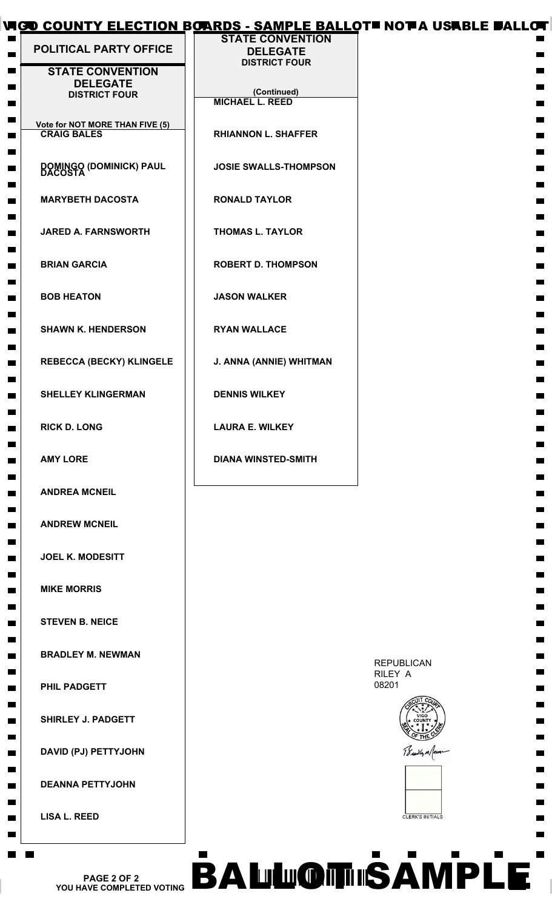VIGO COUNTY ELECTION BOARDS - SAMPLE BALLOT NOT A USABLE BALLOT

## POLITICAL PARTY OFFICE

### STATE CONVENTION DELEGATE
**DISTRICT FOUR**

Vote for NOT MORE THAN FIVE (5)

- CRAIG BALES
- DOMINGO (DOMINICK) PAUL DACOSTA
- MARYBETH DACOSTA
- JARED A. FARNSWORTH
- BRIAN GARCIA
- BOB HEATON
- SHAWN K. HENDERSON
- REBECCA (BECKY) KLINGELE
- SHELLEY KLINGERMAN
- RICK D. LONG
- AMY LORE
- ANDREA MCNEIL
- ANDREW MCNEIL
- JOEL K. MODESITT
- MIKE MORRIS
- STEVEN B. NEICE
- BRADLEY M. NEWMAN
- PHIL PADGETT
- SHIRLEY J. PADGETT
- DAVID (PJ) PETTYJOHN
- DEANNA PETTYJOHN
- LISA L. REED

### STATE CONVENTION DELEGATE
**DISTRICT FOUR**

(Continued)

- MICHAEL L. REED
- RHIANNON L. SHAFFER
- JOSIE SWALLS-THOMPSON
- RONALD TAYLOR
- THOMAS L. TAYLOR
- ROBERT D. THOMPSON
- JASON WALKER
- RYAN WALLACE
- J. ANNA (ANNIE) WHITMAN
- DENNIS WILKEY
- LAURA E. WILKEY
- DIANA WINSTED-SMITH

REPUBLICAN
RILEY A
08201

CIRCUIT COURT VIGO COUNTY SEAL OF THE CLERK

CLERK'S INITIALS

YOU HAVE COMPLETED VOTING

BALLOT SAMPLE